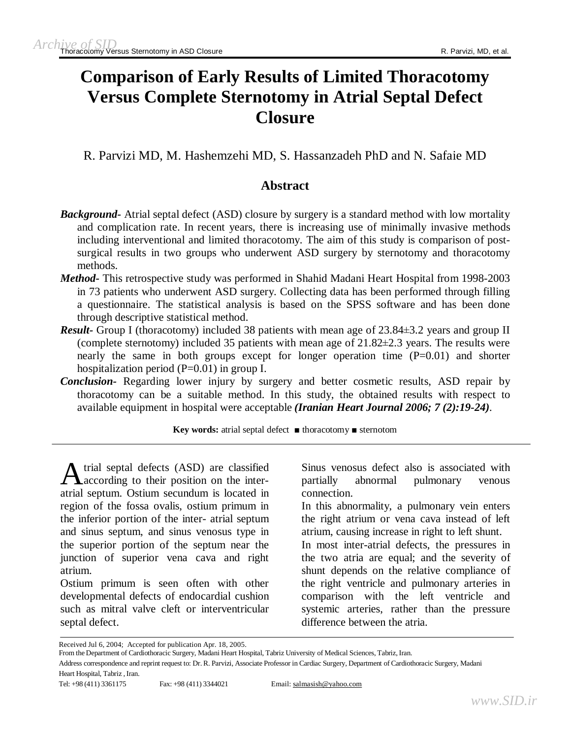# Comparison of Early Results of Limited Thoracotomy Versus Complete Sternotomy in Atrial Septal Defect Closure

R. Parvizi MD, M. Hashemzehi MD, S. Hassanzadeh PhD and N. Safaie MD

## Abstract

***Background-*** Atrial septal defect (ASD) closure by surgery is a standard method with low mortality and complication rate. In recent years, there is increasing use of minimally invasive methods including interventional and limited thoracotomy. The aim of this study is comparison of post-surgical results in two groups who underwent ASD surgery by sternotomy and thoracotomy methods.

***Method-*** This retrospective study was performed in Shahid Madani Heart Hospital from 1998-2003 in 73 patients who underwent ASD surgery. Collecting data has been performed through filling a questionnaire. The statistical analysis is based on the SPSS software and has been done through descriptive statistical method.

***Result-*** Group I (thoracotomy) included 38 patients with mean age of 23.84±3.2 years and group II (complete sternotomy) included 35 patients with mean age of 21.82±2.3 years. The results were nearly the same in both groups except for longer operation time (P=0.01) and shorter hospitalization period (P=0.01) in group I.

***Conclusion-*** Regarding lower injury by surgery and better cosmetic results, ASD repair by thoracotomy can be a suitable method. In this study, the obtained results with respect to available equipment in hospital were acceptable ***(Iranian Heart Journal 2006; 7 (2):19-24)***.

**Key words:** atrial septal defect ■ thoracotomy ■ sternotom

---

Atrial septal defects (ASD) are classified according to their position on the inter-atrial septum. Ostium secundum is located in region of the fossa ovalis, ostium primum in the inferior portion of the inter- atrial septum and sinus septum, and sinus venosus type in the superior portion of the septum near the junction of superior vena cava and right atrium.

Ostium primum is seen often with other developmental defects of endocardial cushion such as mitral valve cleft or interventricular septal defect.

Sinus venosus defect also is associated with partially abnormal pulmonary venous connection.

In this abnormality, a pulmonary vein enters the right atrium or vena cava instead of left atrium, causing increase in right to left shunt.

In most inter-atrial defects, the pressures in the two atria are equal; and the severity of shunt depends on the relative compliance of the right ventricle and pulmonary arteries in comparison with the left ventricle and systemic arteries, rather than the pressure difference between the atria.

---

Received Jul 6, 2004; Accepted for publication Apr. 18, 2005.

From the Department of Cardiothoracic Surgery, Madani Heart Hospital, Tabriz University of Medical Sciences, Tabriz, Iran.

Address correspondence and reprint request to: Dr. R. Parvizi, Associate Professor in Cardiac Surgery, Department of Cardiothoracic Surgery, Madani Heart Hospital, Tabriz , Iran.

Tel: +98 (411) 3361175 Fax: +98 (411) 3344021 Email: salmasish@yahoo.com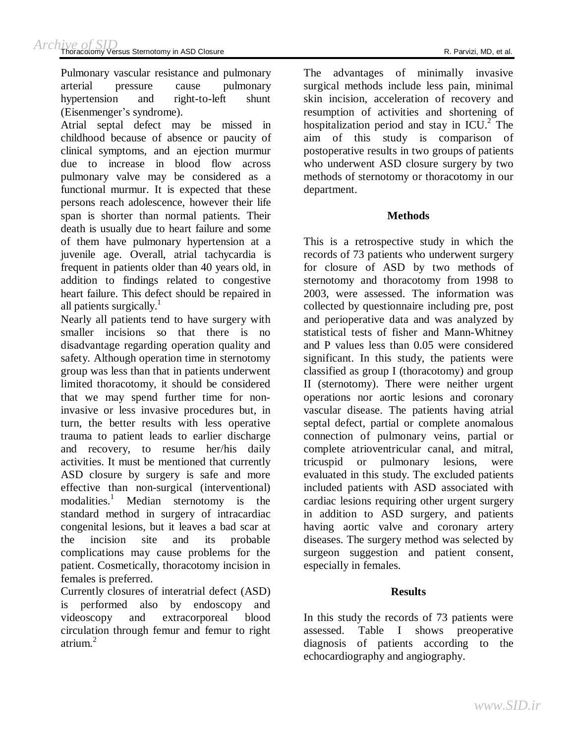Pulmonary vascular resistance and pulmonary arterial pressure cause pulmonary hypertension and right-to-left shunt (Eisenmenger's syndrome).

Atrial septal defect may be missed in childhood because of absence or paucity of clinical symptoms, and an ejection murmur due to increase in blood flow across pulmonary valve may be considered as a functional murmur. It is expected that these persons reach adolescence, however their life span is shorter than normal patients. Their death is usually due to heart failure and some of them have pulmonary hypertension at a juvenile age. Overall, atrial tachycardia is frequent in patients older than 40 years old, in addition to findings related to congestive heart failure. This defect should be repaired in all patients surgically.[1]

Nearly all patients tend to have surgery with smaller incisions so that there is no disadvantage regarding operation quality and safety. Although operation time in sternotomy group was less than that in patients underwent limited thoracotomy, it should be considered that we may spend further time for non-invasive or less invasive procedures but, in turn, the better results with less operative trauma to patient leads to earlier discharge and recovery, to resume her/his daily activities. It must be mentioned that currently ASD closure by surgery is safe and more effective than non-surgical (interventional) modalities.[1] Median sternotomy is the standard method in surgery of intracardiac congenital lesions, but it leaves a bad scar at the incision site and its probable complications may cause problems for the patient. Cosmetically, thoracotomy incision in females is preferred.

Currently closures of interatrial defect (ASD) is performed also by endoscopy and videoscopy and extracorporeal blood circulation through femur and femur to right atrium.[2]

The advantages of minimally invasive surgical methods include less pain, minimal skin incision, acceleration of recovery and resumption of activities and shortening of hospitalization period and stay in ICU.[2] The aim of this study is comparison of postoperative results in two groups of patients who underwent ASD closure surgery by two methods of sternotomy or thoracotomy in our department.

## Methods

This is a retrospective study in which the records of 73 patients who underwent surgery for closure of ASD by two methods of sternotomy and thoracotomy from 1998 to 2003, were assessed. The information was collected by questionnaire including pre, post and perioperative data and was analyzed by statistical tests of fisher and Mann-Whitney and P values less than 0.05 were considered significant. In this study, the patients were classified as group I (thoracotomy) and group II (sternotomy). There were neither urgent operations nor aortic lesions and coronary vascular disease. The patients having atrial septal defect, partial or complete anomalous connection of pulmonary veins, partial or complete atrioventricular canal, and mitral, tricuspid or pulmonary lesions, were evaluated in this study. The excluded patients included patients with ASD associated with cardiac lesions requiring other urgent surgery in addition to ASD surgery, and patients having aortic valve and coronary artery diseases. The surgery method was selected by surgeon suggestion and patient consent, especially in females.

## Results

In this study the records of 73 patients were assessed. Table I shows preoperative diagnosis of patients according to the echocardiography and angiography.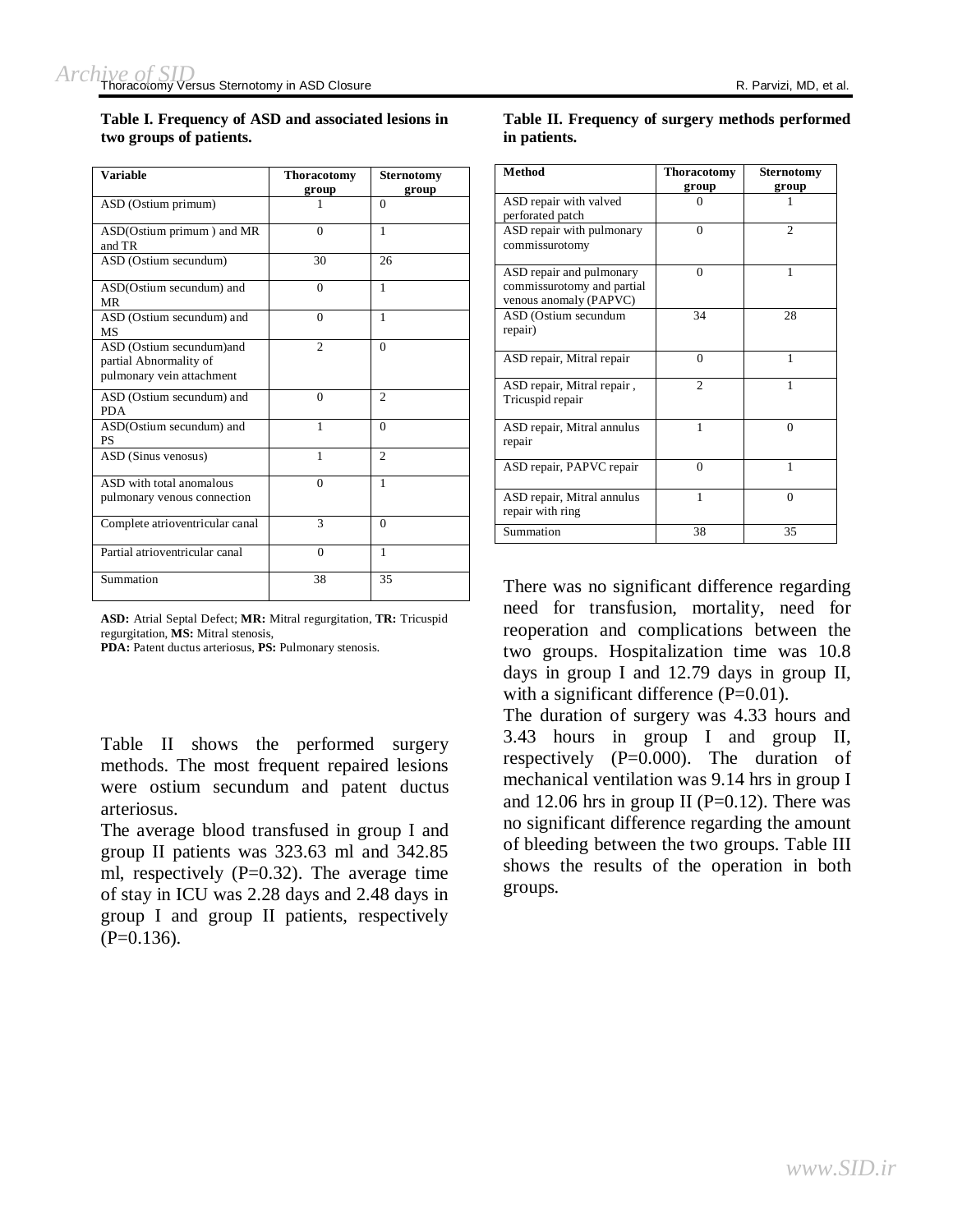**Table I. Frequency of ASD and associated lesions in two groups of patients.**

| Variable | Thoracotomy group | Sternotomy group |
|---|---|---|
| ASD (Ostium primum) | 1 | 0 |
| ASD(Ostium primum ) and MR and TR | 0 | 1 |
| ASD (Ostium secundum) | 30 | 26 |
| ASD(Ostium secundum) and MR | 0 | 1 |
| ASD (Ostium secundum) and MS | 0 | 1 |
| ASD (Ostium secundum)and partial Abnormality of pulmonary vein attachment | 2 | 0 |
| ASD (Ostium secundum) and PDA | 0 | 2 |
| ASD(Ostium secundum) and PS | 1 | 0 |
| ASD (Sinus venosus) | 1 | 2 |
| ASD with total anomalous pulmonary venous connection | 0 | 1 |
| Complete atrioventricular canal | 3 | 0 |
| Partial atrioventricular canal | 0 | 1 |
| Summation | 38 | 35 |

**ASD:** Atrial Septal Defect; **MR:** Mitral regurgitation, **TR:** Tricuspid regurgitation, **MS:** Mitral stenosis,
**PDA:** Patent ductus arteriosus, **PS:** Pulmonary stenosis.

Table II shows the performed surgery methods. The most frequent repaired lesions were ostium secundum and patent ductus arteriosus.

The average blood transfused in group I and group II patients was 323.63 ml and 342.85 ml, respectively (P=0.32). The average time of stay in ICU was 2.28 days and 2.48 days in group I and group II patients, respectively (P=0.136).

**Table II. Frequency of surgery methods performed in patients.**

| Method | Thoracotomy group | Sternotomy group |
|---|---|---|
| ASD repair with valved perforated patch | 0 | 1 |
| ASD repair with pulmonary commissurotomy | 0 | 2 |
| ASD repair and pulmonary commissurotomy and partial venous anomaly (PAPVC) | 0 | 1 |
| ASD (Ostium secundum repair) | 34 | 28 |
| ASD repair, Mitral repair | 0 | 1 |
| ASD repair, Mitral repair , Tricuspid repair | 2 | 1 |
| ASD repair, Mitral annulus repair | 1 | 0 |
| ASD repair, PAPVC repair | 0 | 1 |
| ASD repair, Mitral annulus repair with ring | 1 | 0 |
| Summation | 38 | 35 |

There was no significant difference regarding need for transfusion, mortality, need for reoperation and complications between the two groups. Hospitalization time was 10.8 days in group I and 12.79 days in group II, with a significant difference (P=0.01).

The duration of surgery was 4.33 hours and 3.43 hours in group I and group II, respectively (P=0.000). The duration of mechanical ventilation was 9.14 hrs in group I and 12.06 hrs in group II (P=0.12). There was no significant difference regarding the amount of bleeding between the two groups. Table III shows the results of the operation in both groups.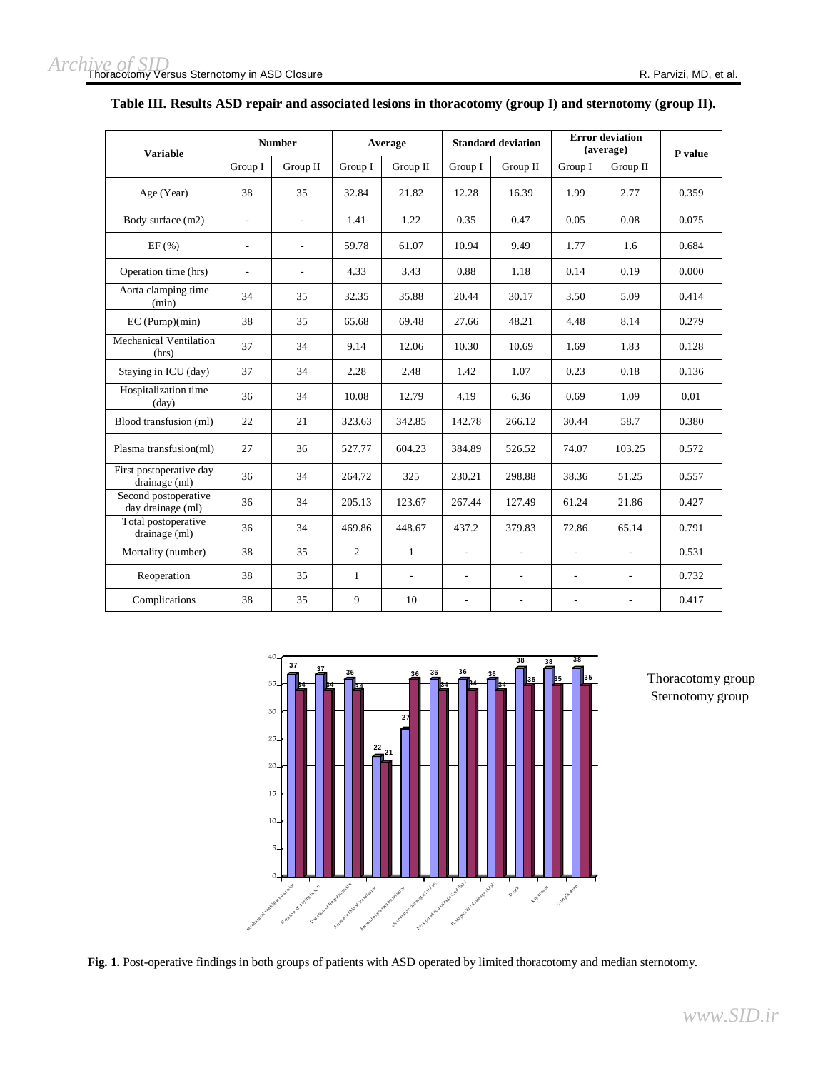**Table III. Results ASD repair and associated lesions in thoracotomy (group I) and sternotomy (group II).**

| Variable | Number | | Average | | Standard deviation | | Error deviation (average) | | P value |
|---|---|---|---|---|---|---|---|---|---|
| | Group I | Group II | Group I | Group II | Group I | Group II | Group I | Group II | |
| Age (Year) | 38 | 35 | 32.84 | 21.82 | 12.28 | 16.39 | 1.99 | 2.77 | 0.359 |
| Body surface (m2) | - | - | 1.41 | 1.22 | 0.35 | 0.47 | 0.05 | 0.08 | 0.075 |
| EF (%) | - | - | 59.78 | 61.07 | 10.94 | 9.49 | 1.77 | 1.6 | 0.684 |
| Operation time (hrs) | - | - | 4.33 | 3.43 | 0.88 | 1.18 | 0.14 | 0.19 | 0.000 |
| Aorta clamping time (min) | 34 | 35 | 32.35 | 35.88 | 20.44 | 30.17 | 3.50 | 5.09 | 0.414 |
| EC (Pump)(min) | 38 | 35 | 65.68 | 69.48 | 27.66 | 48.21 | 4.48 | 8.14 | 0.279 |
| Mechanical Ventilation (hrs) | 37 | 34 | 9.14 | 12.06 | 10.30 | 10.69 | 1.69 | 1.83 | 0.128 |
| Staying in ICU (day) | 37 | 34 | 2.28 | 2.48 | 1.42 | 1.07 | 0.23 | 0.18 | 0.136 |
| Hospitalization time (day) | 36 | 34 | 10.08 | 12.79 | 4.19 | 6.36 | 0.69 | 1.09 | 0.01 |
| Blood transfusion (ml) | 22 | 21 | 323.63 | 342.85 | 142.78 | 266.12 | 30.44 | 58.7 | 0.380 |
| Plasma transfusion(ml) | 27 | 36 | 527.77 | 604.23 | 384.89 | 526.52 | 74.07 | 103.25 | 0.572 |
| First postoperative day drainage (ml) | 36 | 34 | 264.72 | 325 | 230.21 | 298.88 | 38.36 | 51.25 | 0.557 |
| Second postoperative day drainage (ml) | 36 | 34 | 205.13 | 123.67 | 267.44 | 127.49 | 61.24 | 21.86 | 0.427 |
| Total postoperative drainage (ml) | 36 | 34 | 469.86 | 448.67 | 437.2 | 379.83 | 72.86 | 65.14 | 0.791 |
| Mortality (number) | 38 | 35 | 2 | 1 | - | - | - | - | 0.531 |
| Reoperation | 38 | 35 | 1 | - | - | - | - | - | 0.732 |
| Complications | 38 | 35 | 9 | 10 | - | - | - | - | 0.417 |

**Fig. 1.** Post-operative findings in both groups of patients with ASD operated by limited thoracotomy and median sternotomy.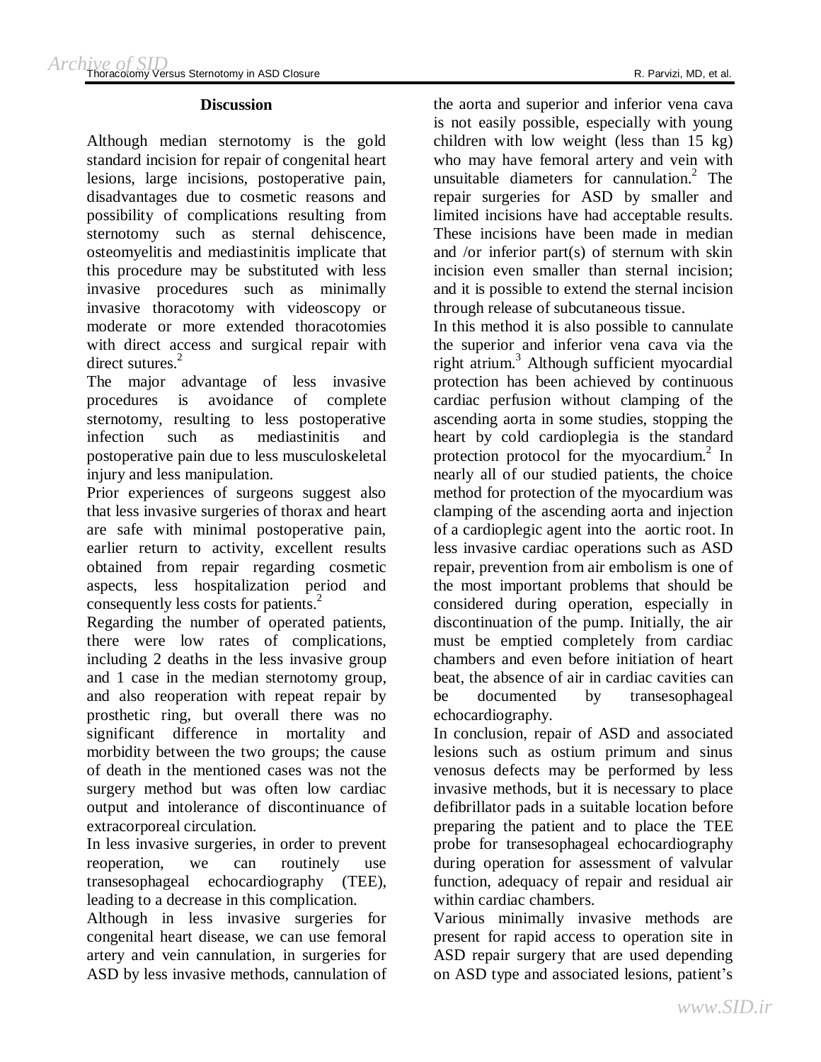## Discussion

Although median sternotomy is the gold standard incision for repair of congenital heart lesions, large incisions, postoperative pain, disadvantages due to cosmetic reasons and possibility of complications resulting from sternotomy such as sternal dehiscence, osteomyelitis and mediastinitis implicate that this procedure may be substituted with less invasive procedures such as minimally invasive thoracotomy with videoscopy or moderate or more extended thoracotomies with direct access and surgical repair with direct sutures.[2]

The major advantage of less invasive procedures is avoidance of complete sternotomy, resulting to less postoperative infection such as mediastinitis and postoperative pain due to less musculoskeletal injury and less manipulation.

Prior experiences of surgeons suggest also that less invasive surgeries of thorax and heart are safe with minimal postoperative pain, earlier return to activity, excellent results obtained from repair regarding cosmetic aspects, less hospitalization period and consequently less costs for patients.[2]

Regarding the number of operated patients, there were low rates of complications, including 2 deaths in the less invasive group and 1 case in the median sternotomy group, and also reoperation with repeat repair by prosthetic ring, but overall there was no significant difference in mortality and morbidity between the two groups; the cause of death in the mentioned cases was not the surgery method but was often low cardiac output and intolerance of discontinuance of extracorporeal circulation.

In less invasive surgeries, in order to prevent reoperation, we can routinely use transesophageal echocardiography (TEE), leading to a decrease in this complication.

Although in less invasive surgeries for congenital heart disease, we can use femoral artery and vein cannulation, in surgeries for ASD by less invasive methods, cannulation of the aorta and superior and inferior vena cava is not easily possible, especially with young children with low weight (less than 15 kg) who may have femoral artery and vein with unsuitable diameters for cannulation.[2] The repair surgeries for ASD by smaller and limited incisions have had acceptable results. These incisions have been made in median and /or inferior part(s) of sternum with skin incision even smaller than sternal incision; and it is possible to extend the sternal incision through release of subcutaneous tissue.

In this method it is also possible to cannulate the superior and inferior vena cava via the right atrium.[3] Although sufficient myocardial protection has been achieved by continuous cardiac perfusion without clamping of the ascending aorta in some studies, stopping the heart by cold cardioplegia is the standard protection protocol for the myocardium.[2] In nearly all of our studied patients, the choice method for protection of the myocardium was clamping of the ascending aorta and injection of a cardioplegic agent into the aortic root. In less invasive cardiac operations such as ASD repair, prevention from air embolism is one of the most important problems that should be considered during operation, especially in discontinuation of the pump. Initially, the air must be emptied completely from cardiac chambers and even before initiation of heart beat, the absence of air in cardiac cavities can be documented by transesophageal echocardiography.

In conclusion, repair of ASD and associated lesions such as ostium primum and sinus venosus defects may be performed by less invasive methods, but it is necessary to place defibrillator pads in a suitable location before preparing the patient and to place the TEE probe for transesophageal echocardiography during operation for assessment of valvular function, adequacy of repair and residual air within cardiac chambers.

Various minimally invasive methods are present for rapid access to operation site in ASD repair surgery that are used depending on ASD type and associated lesions, patient's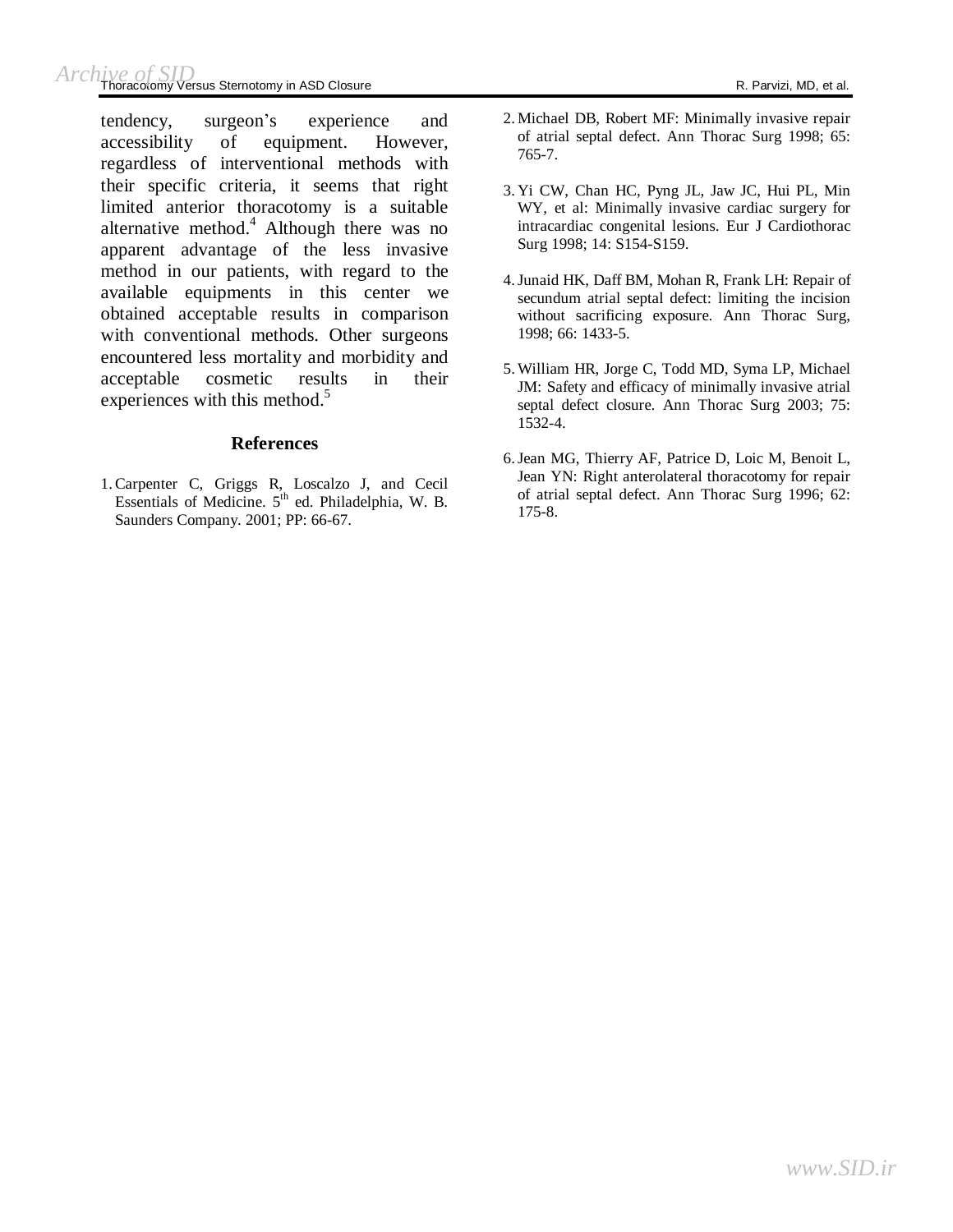tendency, surgeon's experience and accessibility of equipment. However, regardless of interventional methods with their specific criteria, it seems that right limited anterior thoracotomy is a suitable alternative method.[4] Although there was no apparent advantage of the less invasive method in our patients, with regard to the available equipments in this center we obtained acceptable results in comparison with conventional methods. Other surgeons encountered less mortality and morbidity and acceptable cosmetic results in their experiences with this method.[5]

## References

1. Carpenter C, Griggs R, Loscalzo J, and Cecil Essentials of Medicine. 5th ed. Philadelphia, W. B. Saunders Company. 2001; PP: 66-67.
2. Michael DB, Robert MF: Minimally invasive repair of atrial septal defect. Ann Thorac Surg 1998; 65: 765-7.
3. Yi CW, Chan HC, Pyng JL, Jaw JC, Hui PL, Min WY, et al: Minimally invasive cardiac surgery for intracardiac congenital lesions. Eur J Cardiothorac Surg 1998; 14: S154-S159.
4. Junaid HK, Daff BM, Mohan R, Frank LH: Repair of secundum atrial septal defect: limiting the incision without sacrificing exposure. Ann Thorac Surg, 1998; 66: 1433-5.
5. William HR, Jorge C, Todd MD, Syma LP, Michael JM: Safety and efficacy of minimally invasive atrial septal defect closure. Ann Thorac Surg 2003; 75: 1532-4.
6. Jean MG, Thierry AF, Patrice D, Loic M, Benoit L, Jean YN: Right anterolateral thoracotomy for repair of atrial septal defect. Ann Thorac Surg 1996; 62: 175-8.